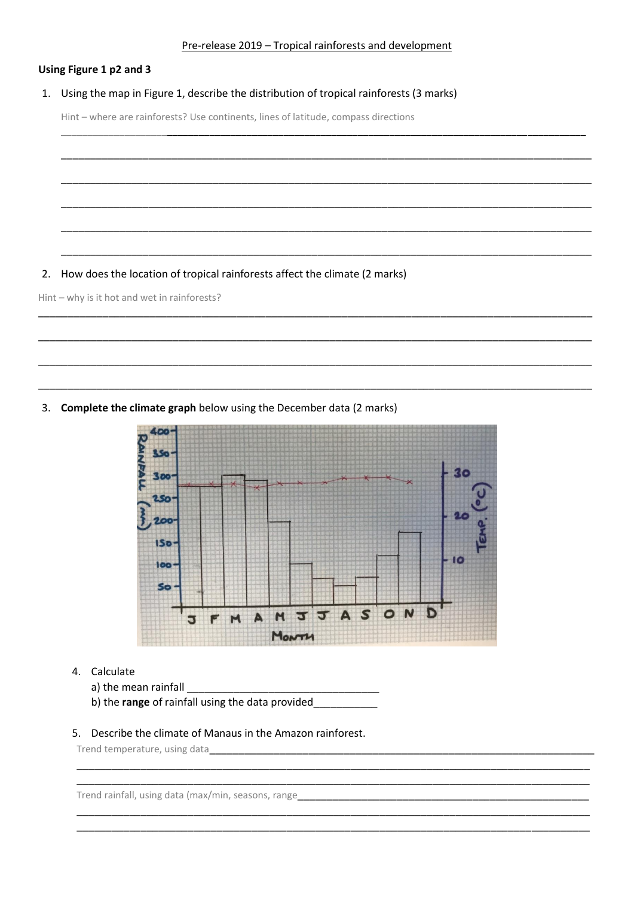Pre-release 2019 – Tropical rainforests and development

**Using Figure 1 p2 and 3**

1. Using the map in Figure 1, describe the distribution of tropical rainforests (3 marks)

   Hint – where are rainforests? Use continents, lines of latitude, compass directions

   ______________________________________________________________________________

   ______________________________________________________________________________

   ______________________________________________________________________________

   ______________________________________________________________________________

   ______________________________________________________________________________

   ______________________________________________________________________________

2. How does the location of tropical rainforests affect the climate (2 marks)

Hint – why is it hot and wet in rainforests?

______________________________________________________________________________

______________________________________________________________________________

______________________________________________________________________________

______________________________________________________________________________

3. **Complete the climate graph** below using the December data (2 marks)

4. Calculate
   a) the mean rainfall ________________________________
   b) the **range** of rainfall using the data provided___________

5. Describe the climate of Manaus in the Amazon rainforest.

   Trend temperature, using data______________________________________________________

   ______________________________________________________________________________

   ______________________________________________________________________________

   Trend rainfall, using data (max/min, seasons, range_______________________________________

   ______________________________________________________________________________

   ______________________________________________________________________________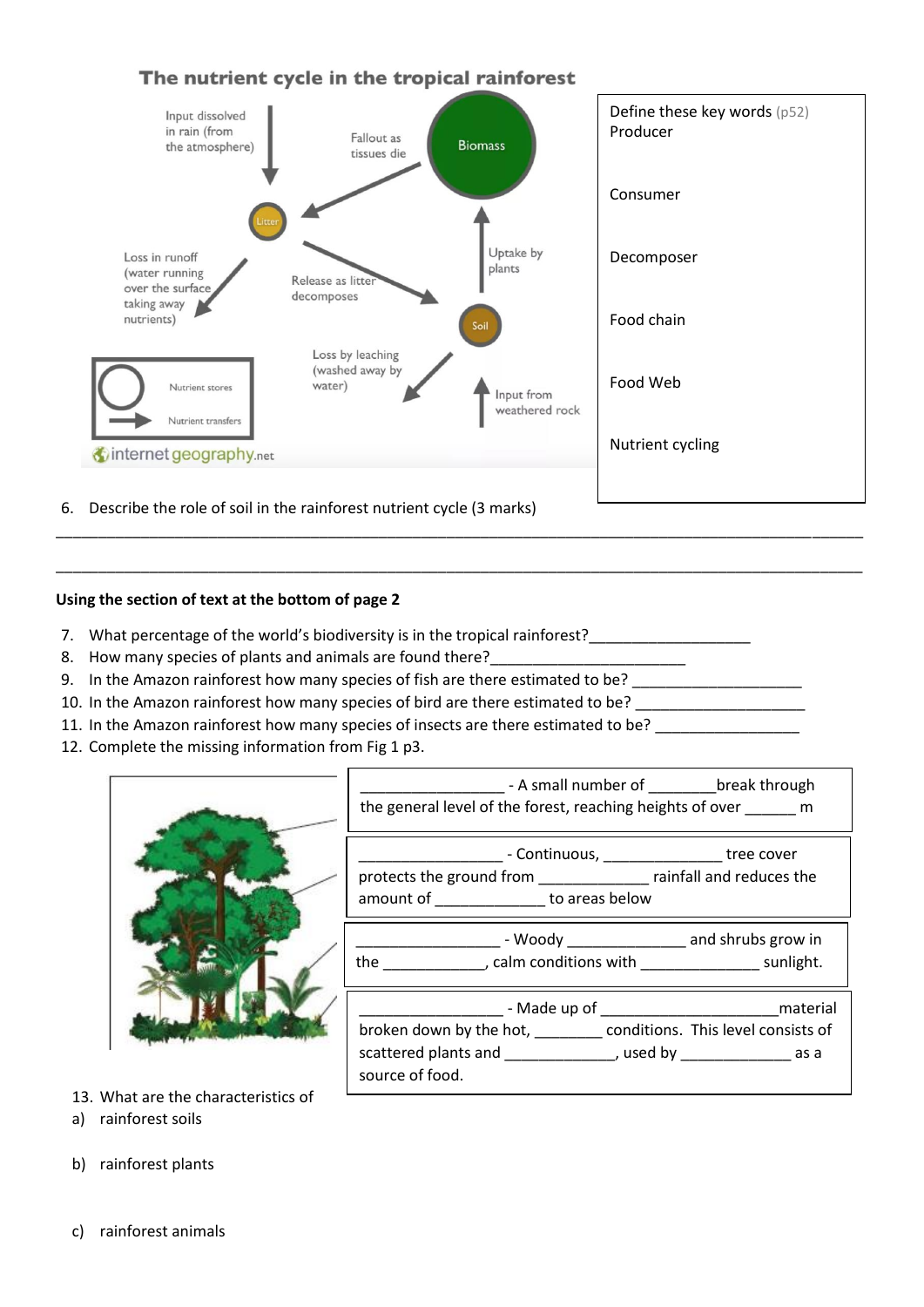## The nutrient cycle in the tropical rainforest

Input dissolved in rain (from the atmosphere)

Fallout as tissues die

Biomass

Litter

Loss in runoff (water running over the surface taking away nutrients)

Release as litter decomposes

Uptake by plants

Soil

Loss by leaching (washed away by water)

Input from weathered rock

Nutrient stores

Nutrient transfers

internetgeography.net

Define these key words (p52)

Producer

Consumer

Decomposer

Food chain

Food Web

Nutrient cycling

6. Describe the role of soil in the rainforest nutrient cycle (3 marks)

______________________________________________________________________________________________

______________________________________________________________________________________________

**Using the section of text at the bottom of page 2**

7. What percentage of the world's biodiversity is in the tropical rainforest?___________________
8. How many species of plants and animals are found there?_______________________
9. In the Amazon rainforest how many species of fish are there estimated to be? ____________________
10. In the Amazon rainforest how many species of bird are there estimated to be? ____________________
11. In the Amazon rainforest how many species of insects are there estimated to be? _________________
12. Complete the missing information from Fig 1 p3.

_________________ - A small number of ________break through the general level of the forest, reaching heights of over ______ m

_________________ - Continuous, ______________ tree cover protects the ground from _____________ rainfall and reduces the amount of _____________ to areas below

_________________ - Woody ______________ and shrubs grow in the ____________, calm conditions with ______________ sunlight.

_________________ - Made up of ____________________material broken down by the hot, ________ conditions. This level consists of scattered plants and _____________, used by _____________ as a source of food.

13. What are the characteristics of

a) rainforest soils

b) rainforest plants

c) rainforest animals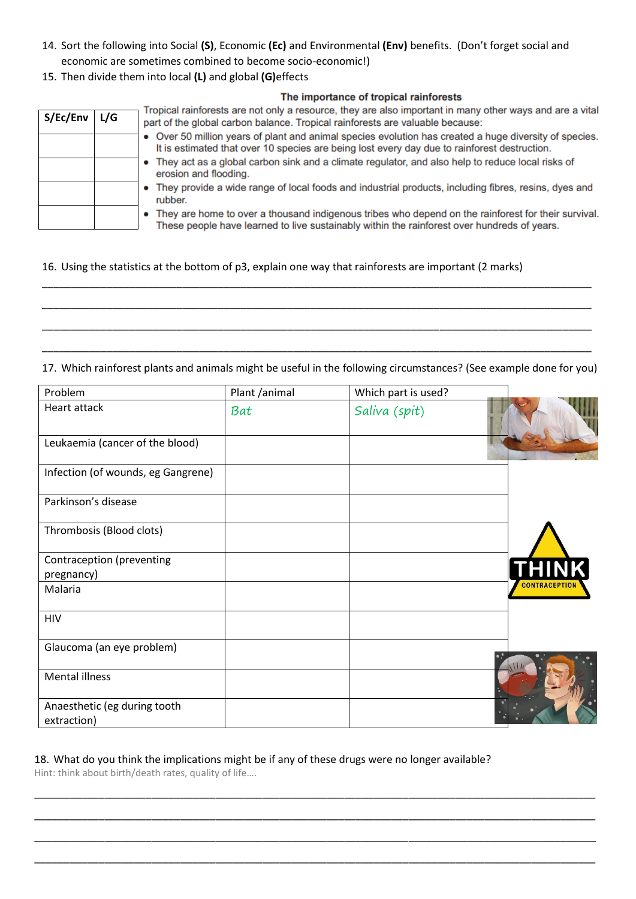14. Sort the following into Social **(S)**, Economic **(Ec)** and Environmental **(Env)** benefits. (Don't forget social and economic are sometimes combined to become socio-economic!)
15. Then divide them into local **(L)** and global **(G)**effects

**The importance of tropical rainforests**

Tropical rainforests are not only a resource, they are also important in many other ways and are a vital part of the global carbon balance. Tropical rainforests are valuable because:

| S/Ec/Env | L/G | |
|---|---|---|
| | | Over 50 million years of plant and animal species evolution has created a huge diversity of species. It is estimated that over 10 species are being lost every day due to rainforest destruction. |
| | | They act as a global carbon sink and a climate regulator, and also help to reduce local risks of erosion and flooding. |
| | | They provide a wide range of local foods and industrial products, including fibres, resins, dyes and rubber. |
| | | They are home to over a thousand indigenous tribes who depend on the rainforest for their survival. These people have learned to live sustainably within the rainforest over hundreds of years. |

16. Using the statistics at the bottom of p3, explain one way that rainforests are important (2 marks)

______________________________________________________________________________

______________________________________________________________________________

______________________________________________________________________________

______________________________________________________________________________

17. Which rainforest plants and animals might be useful in the following circumstances? (See example done for you)

| Problem | Plant /animal | Which part is used? |
|---|---|---|
| Heart attack | *Bat* | *Saliva (spit)* |
| Leukaemia (cancer of the blood) | | |
| Infection (of wounds, eg Gangrene) | | |
| Parkinson's disease | | |
| Thrombosis (Blood clots) | | |
| Contraception (preventing pregnancy) | | |
| Malaria | | |
| HIV | | |
| Glaucoma (an eye problem) | | |
| Mental illness | | |
| Anaesthetic (eg during tooth extraction) | | |

18. What do you think the implications might be if any of these drugs were no longer available?
Hint: think about birth/death rates, quality of life….

______________________________________________________________________________

______________________________________________________________________________

______________________________________________________________________________

______________________________________________________________________________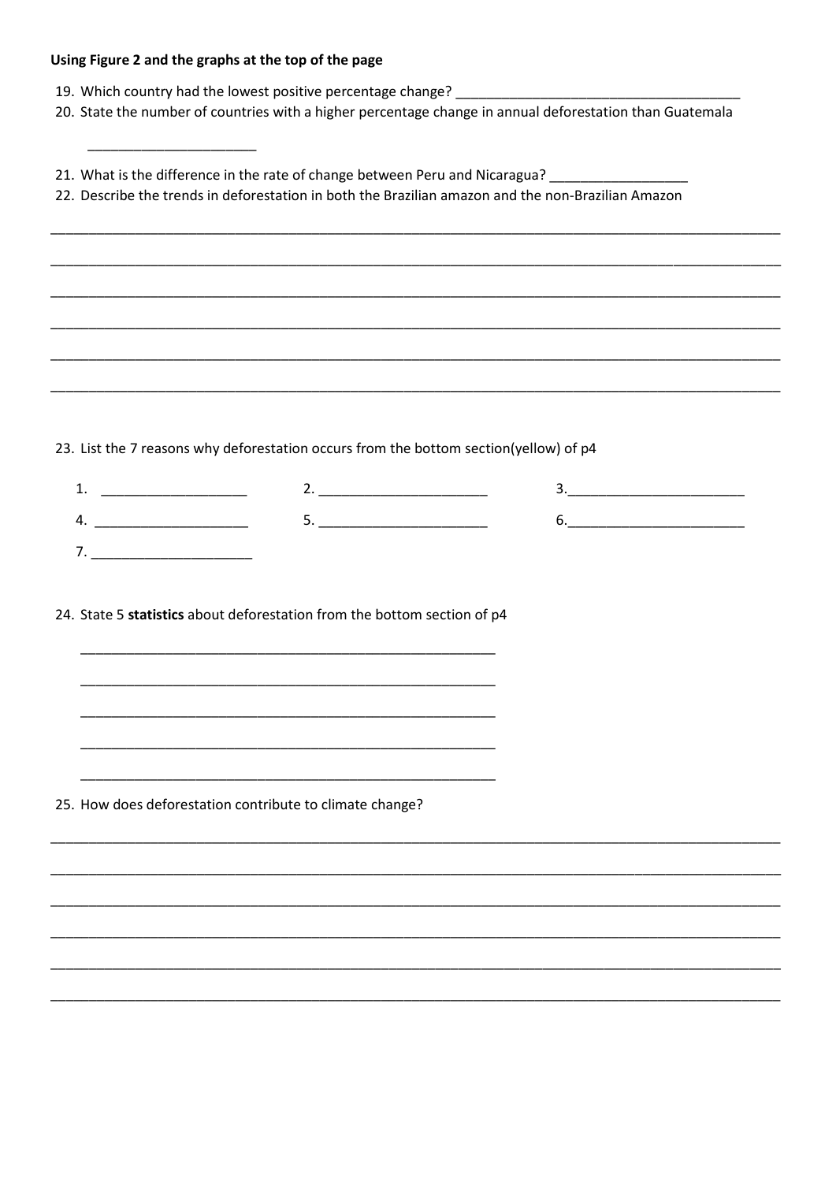**Using Figure 2 and the graphs at the top of the page**

19. Which country had the lowest positive percentage change? ____________________________________
20. State the number of countries with a higher percentage change in annual deforestation than Guatemala

    ______________________

21. What is the difference in the rate of change between Peru and Nicaragua? _________________
22. Describe the trends in deforestation in both the Brazilian amazon and the non-Brazilian Amazon

______________________________________________________________________________________________

______________________________________________________________________________________________

______________________________________________________________________________________________

______________________________________________________________________________________________

______________________________________________________________________________________________

______________________________________________________________________________________________

23. List the 7 reasons why deforestation occurs from the bottom section(yellow) of p4

    1. ___________________ 2. ______________________ 3.________________________

    4. ____________________ 5. ______________________ 6.________________________

    7. _____________________

24. State 5 **statistics** about deforestation from the bottom section of p4

    ________________________________________________________

    ________________________________________________________

    ________________________________________________________

    ________________________________________________________

    ________________________________________________________

25. How does deforestation contribute to climate change?

______________________________________________________________________________________________

______________________________________________________________________________________________

______________________________________________________________________________________________

______________________________________________________________________________________________

______________________________________________________________________________________________

______________________________________________________________________________________________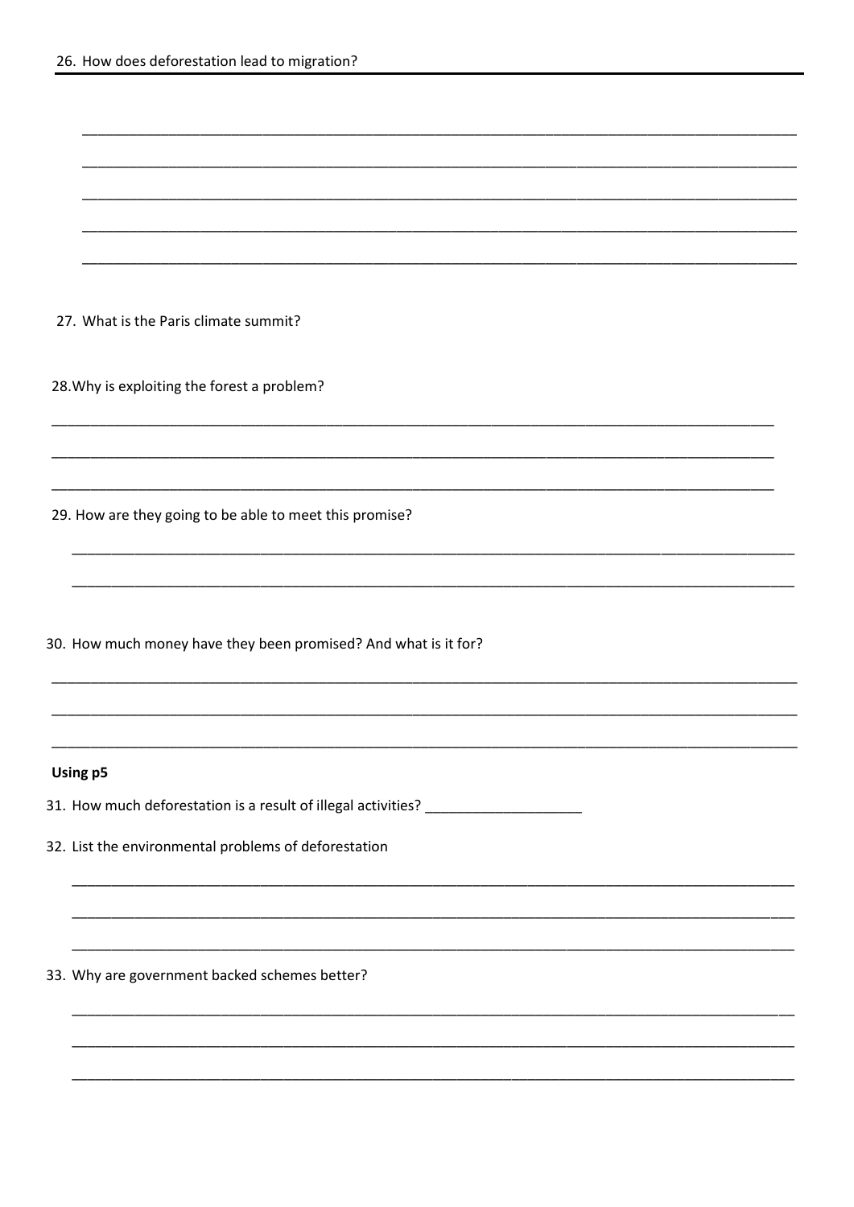26. How does deforestation lead to migration?

_______________________________________________________________________________

_______________________________________________________________________________

_______________________________________________________________________________

_______________________________________________________________________________

_______________________________________________________________________________

27. What is the Paris climate summit?

28. Why is exploiting the forest a problem?

_______________________________________________________________________________

_______________________________________________________________________________

_______________________________________________________________________________

29. How are they going to be able to meet this promise?

_______________________________________________________________________________

_______________________________________________________________________________

30. How much money have they been promised? And what is it for?

_______________________________________________________________________________

_______________________________________________________________________________

_______________________________________________________________________________

**Using p5**

31. How much deforestation is a result of illegal activities? ____________________

32. List the environmental problems of deforestation

_______________________________________________________________________________

_______________________________________________________________________________

_______________________________________________________________________________

33. Why are government backed schemes better?

_______________________________________________________________________________

_______________________________________________________________________________

_______________________________________________________________________________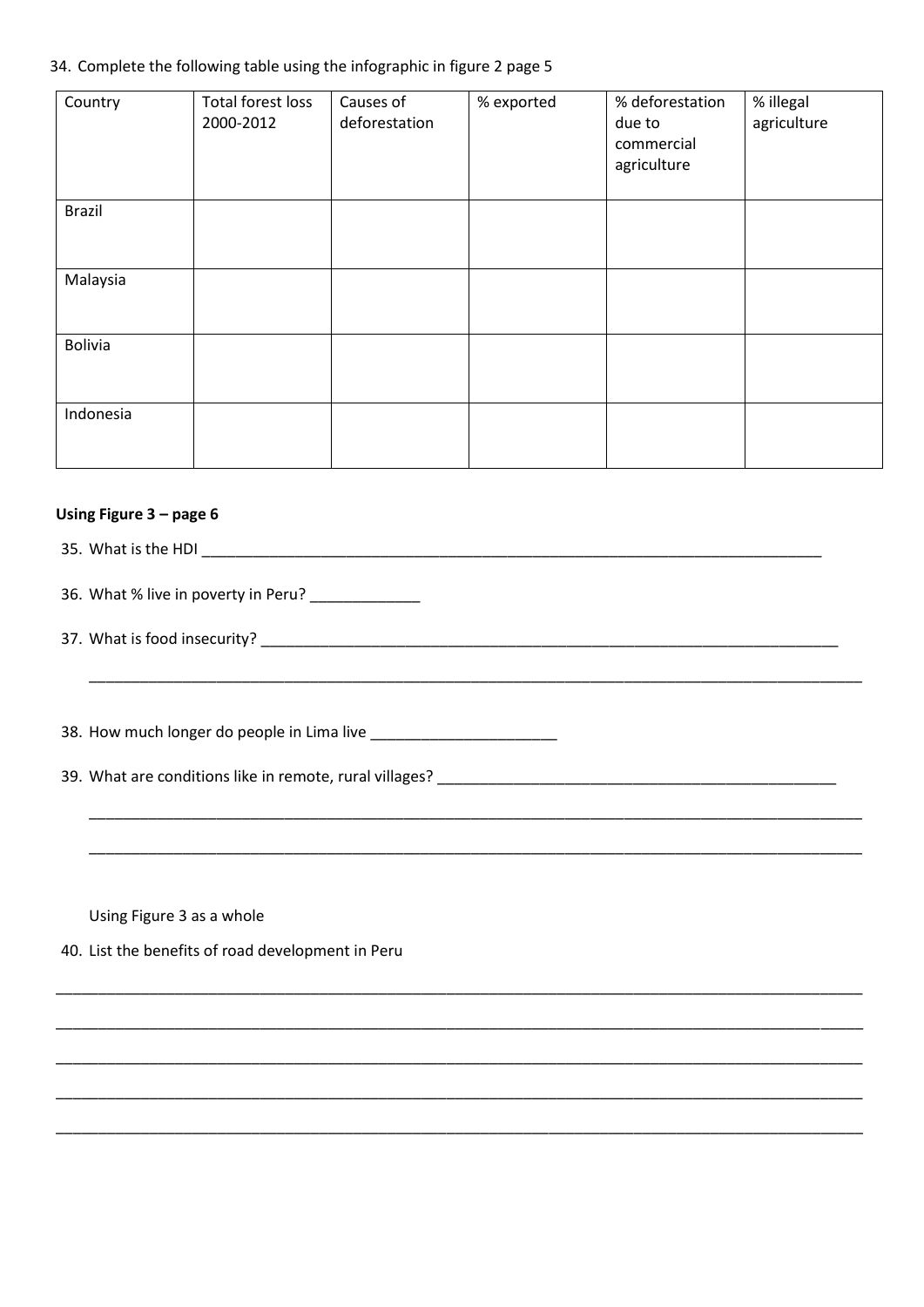34. Complete the following table using the infographic in figure 2 page 5

| Country | Total forest loss 2000-2012 | Causes of deforestation | % exported | % deforestation due to commercial agriculture | % illegal agriculture |
|---|---|---|---|---|---|
| Brazil | | | | | |
| Malaysia | | | | | |
| Bolivia | | | | | |
| Indonesia | | | | | |

**Using Figure 3 – page 6**

35. What is the HDI ___________________________________________________________________________

36. What % live in poverty in Peru? _____________

37. What is food insecurity? _______________________________________________________________________

_______________________________________________________________________________________________

38. How much longer do people in Lima live ______________________

39. What are conditions like in remote, rural villages? __________________________________________________

_______________________________________________________________________________________________

_______________________________________________________________________________________________

Using Figure 3 as a whole

40. List the benefits of road development in Peru

_______________________________________________________________________________________________

_______________________________________________________________________________________________

_______________________________________________________________________________________________

_______________________________________________________________________________________________

_______________________________________________________________________________________________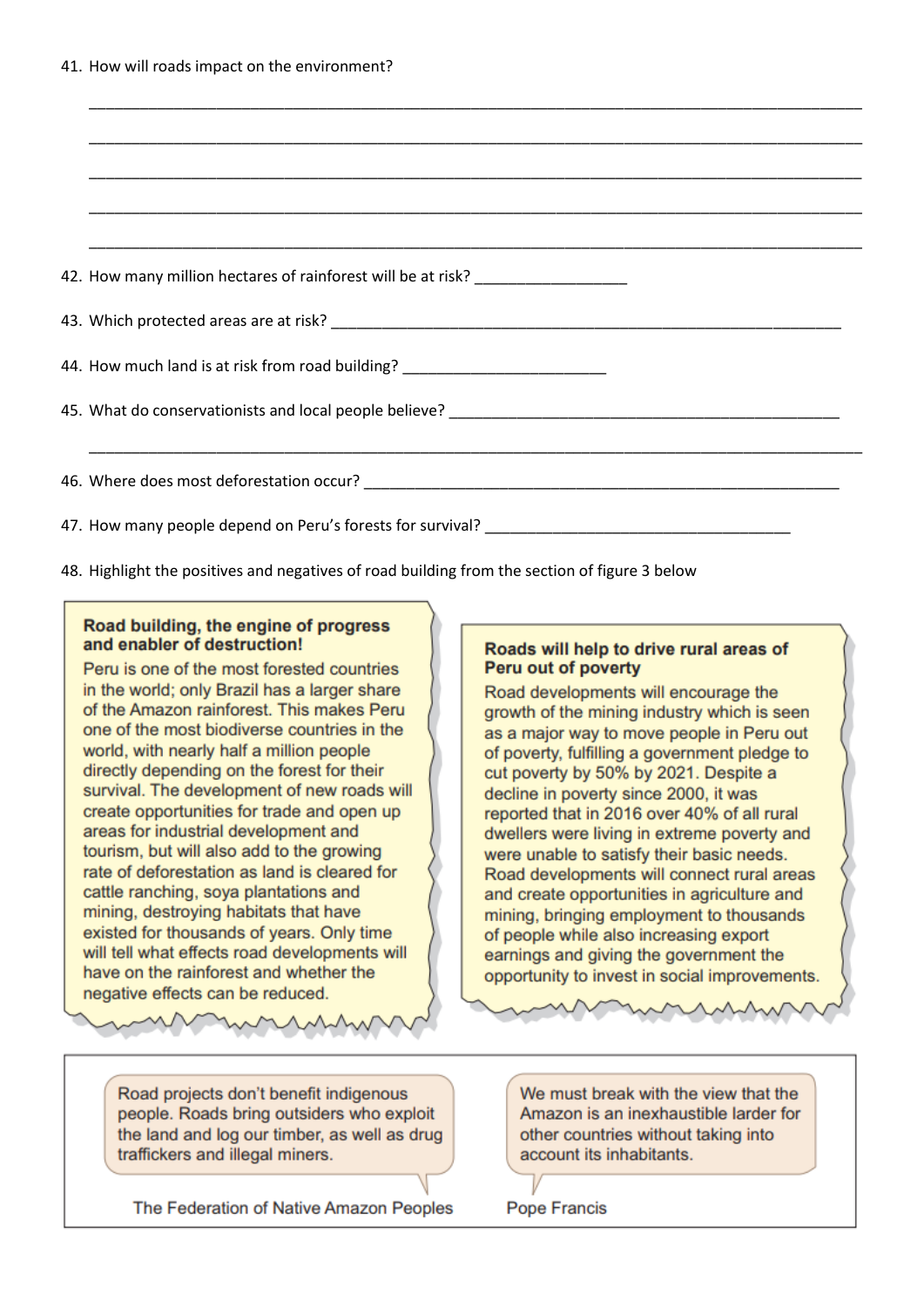41. How will roads impact on the environment?

______________________________________________________________________________

______________________________________________________________________________

______________________________________________________________________________

______________________________________________________________________________

______________________________________________________________________________

42. How many million hectares of rainforest will be at risk? __________________

43. Which protected areas are at risk? ______________________________________________________________

44. How much land is at risk from road building? ________________________

45. What do conservationists and local people believe? ________________________________________________

______________________________________________________________________________

46. Where does most deforestation occur? ___________________________________________________________

47. How many people depend on Peru's forests for survival? _____________________________________

48. Highlight the positives and negatives of road building from the section of figure 3 below

**Road building, the engine of progress and enabler of destruction!**

Peru is one of the most forested countries in the world; only Brazil has a larger share of the Amazon rainforest. This makes Peru one of the most biodiverse countries in the world, with nearly half a million people directly depending on the forest for their survival. The development of new roads will create opportunities for trade and open up areas for industrial development and tourism, but will also add to the growing rate of deforestation as land is cleared for cattle ranching, soya plantations and mining, destroying habitats that have existed for thousands of years. Only time will tell what effects road developments will have on the rainforest and whether the negative effects can be reduced.

**Roads will help to drive rural areas of Peru out of poverty**

Road developments will encourage the growth of the mining industry which is seen as a major way to move people in Peru out of poverty, fulfilling a government pledge to cut poverty by 50% by 2021. Despite a decline in poverty since 2000, it was reported that in 2016 over 40% of all rural dwellers were living in extreme poverty and were unable to satisfy their basic needs. Road developments will connect rural areas and create opportunities in agriculture and mining, bringing employment to thousands of people while also increasing export earnings and giving the government the opportunity to invest in social improvements.

Road projects don't benefit indigenous people. Roads bring outsiders who exploit the land and log our timber, as well as drug traffickers and illegal miners.

The Federation of Native Amazon Peoples

We must break with the view that the Amazon is an inexhaustible larder for other countries without taking into account its inhabitants.

Pope Francis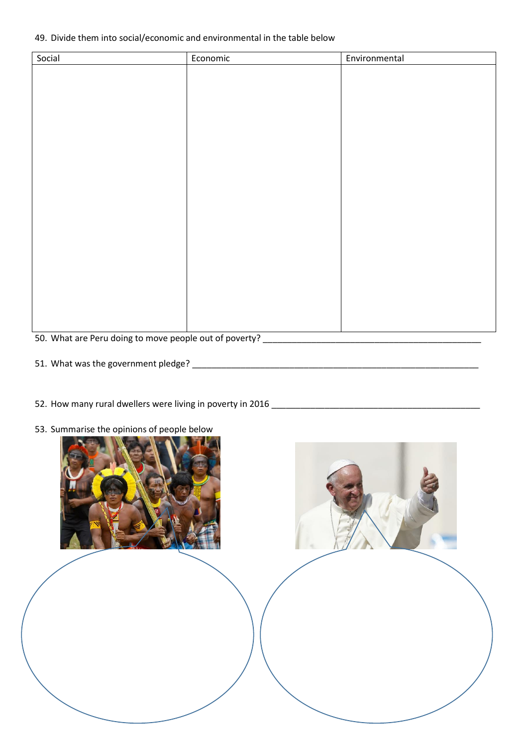49. Divide them into social/economic and environmental in the table below

| Social | Economic | Environmental |
| --- | --- | --- |
| | | |

50. What are Peru doing to move people out of poverty? ______________________________________________

51. What was the government pledge? ______________________________________________________________

52. How many rural dwellers were living in poverty in 2016 ___________________________________________

53. Summarise the opinions of people below